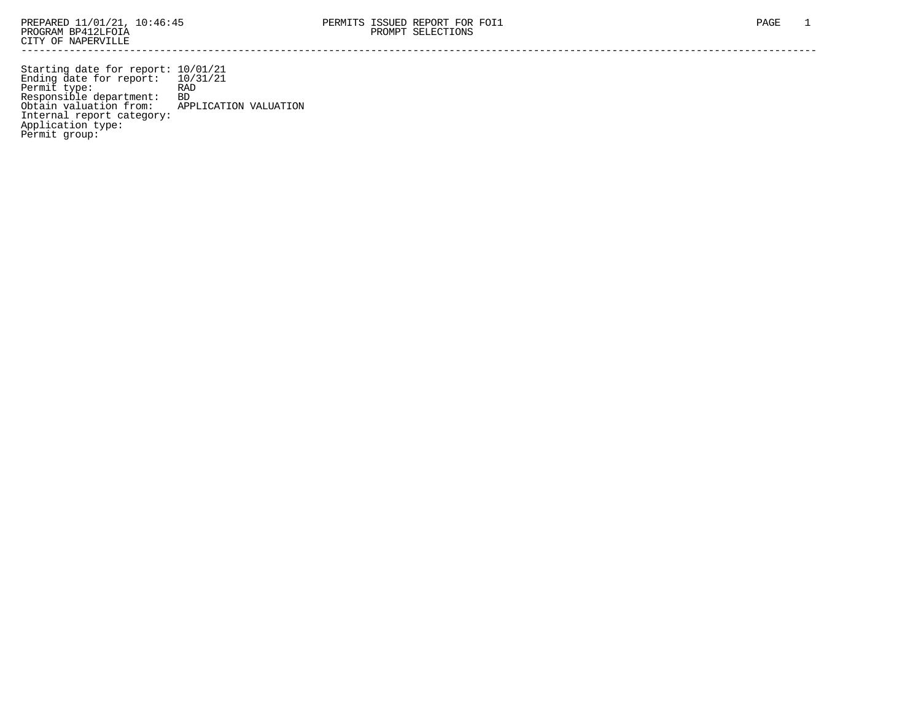PREPARED 11/01/21, 10:46:45 PERMITS ISSUED REPORT FOR FOI1
PROGRAM BP412LFOIA PROMPT SELECTIONS
CITY OF NAPERVILLE

---

Starting date for report: 10/01/21
Ending date for report: 10/31/21
Permit type: RAD
Responsible department: BD
Obtain valuation from: APPLICATION VALUATION
Internal report category:
Application type:
Permit group: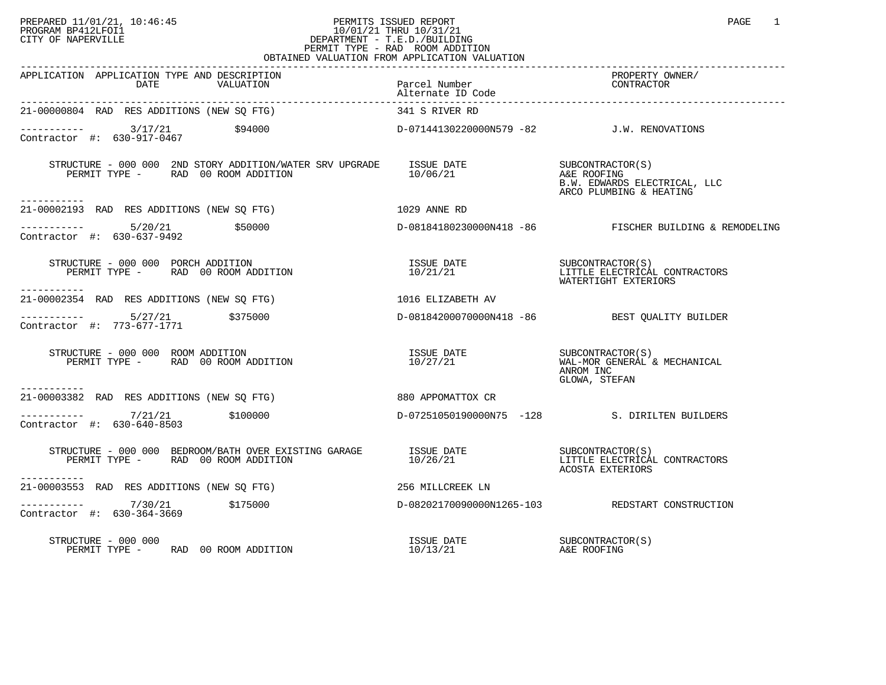PREPARED 11/01/21, 10:46:45
PROGRAM BP412LFOI1
CITY OF NAPERVILLE

PERMITS ISSUED REPORT
10/01/21 THRU 10/31/21
DEPARTMENT - T.E.D./BUILDING
PERMIT TYPE - RAD ROOM ADDITION
OBTAINED VALUATION FROM APPLICATION VALUATION

| APPLICATION | APPLICATION TYPE AND DESCRIPTION / DATE / VALUATION | Parcel Number / Alternate ID Code | PROPERTY OWNER/ CONTRACTOR |
|---|---|---|---|
| 21-00000804 | RAD RES ADDITIONS (NEW SQ FTG) | 341 S RIVER RD | |
| ----------- | 3/17/21 $94000 | D-07144130220000N579 -82 | J.W. RENOVATIONS |
| Contractor #: 630-917-0467 | | | |
| | STRUCTURE - 000 000 2ND STORY ADDITION/WATER SRV UPGRADE<br>PERMIT TYPE - RAD 00 ROOM ADDITION | ISSUE DATE<br>10/06/21 | SUBCONTRACTOR(S)<br>A&E ROOFING<br>B.W. EDWARDS ELECTRICAL, LLC<br>ARCO PLUMBING & HEATING |
| 21-00002193 | RAD RES ADDITIONS (NEW SQ FTG) | 1029 ANNE RD | |
| ----------- | 5/20/21 $50000 | D-08184180230000N418 -86 | FISCHER BUILDING & REMODELING |
| Contractor #: 630-637-9492 | | | |
| | STRUCTURE - 000 000 PORCH ADDITION<br>PERMIT TYPE - RAD 00 ROOM ADDITION | ISSUE DATE<br>10/21/21 | SUBCONTRACTOR(S)<br>LITTLE ELECTRICAL CONTRACTORS<br>WATERTIGHT EXTERIORS |
| 21-00002354 | RAD RES ADDITIONS (NEW SQ FTG) | 1016 ELIZABETH AV | |
| ----------- | 5/27/21 $375000 | D-08184200070000N418 -86 | BEST QUALITY BUILDER |
| Contractor #: 773-677-1771 | | | |
| | STRUCTURE - 000 000 ROOM ADDITION<br>PERMIT TYPE - RAD 00 ROOM ADDITION | ISSUE DATE<br>10/27/21 | SUBCONTRACTOR(S)<br>WAL-MOR GENERAL & MECHANICAL<br>ANROM INC<br>GLOWA, STEFAN |
| 21-00003382 | RAD RES ADDITIONS (NEW SQ FTG) | 880 APPOMATTOX CR | |
| ----------- | 7/21/21 $100000 | D-07251050190000N75 -128 | S. DIRILTEN BUILDERS |
| Contractor #: 630-640-8503 | | | |
| | STRUCTURE - 000 000 BEDROOM/BATH OVER EXISTING GARAGE<br>PERMIT TYPE - RAD 00 ROOM ADDITION | ISSUE DATE<br>10/26/21 | SUBCONTRACTOR(S)<br>LITTLE ELECTRICAL CONTRACTORS<br>ACOSTA EXTERIORS |
| 21-00003553 | RAD RES ADDITIONS (NEW SQ FTG) | 256 MILLCREEK LN | |
| ----------- | 7/30/21 $175000 | D-08202170090000N1265-103 | REDSTART CONSTRUCTION |
| Contractor #: 630-364-3669 | | | |
| | STRUCTURE - 000 000<br>PERMIT TYPE - RAD 00 ROOM ADDITION | ISSUE DATE<br>10/13/21 | SUBCONTRACTOR(S)<br>A&E ROOFING |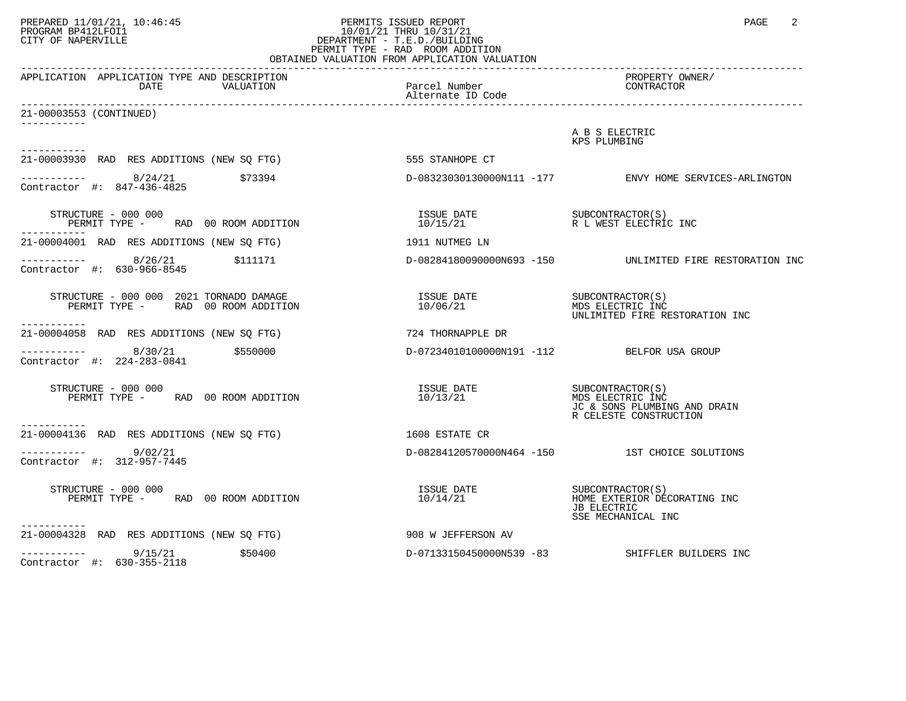PREPARED 11/01/21, 10:46:45
PROGRAM BP412LFOI1
CITY OF NAPERVILLE

PERMITS ISSUED REPORT
10/01/21 THRU 10/31/21
DEPARTMENT - T.E.D./BUILDING
PERMIT TYPE - RAD ROOM ADDITION
OBTAINED VALUATION FROM APPLICATION VALUATION

| APPLICATION | APPLICATION TYPE AND DESCRIPTION / DATE / VALUATION | Parcel Number / Alternate ID Code | PROPERTY OWNER/ CONTRACTOR |
|---|---|---|---|
| 21-00003553 (CONTINUED) | | | A B S ELECTRIC<br>KPS PLUMBING |
| 21-00003930 | RAD RES ADDITIONS (NEW SQ FTG) | 555 STANHOPE CT | |
| | 8/24/21 $73394 | D-08323030130000N111 -177 | ENVY HOME SERVICES-ARLINGTON |
| Contractor #: 847-436-4825 | | | |
| | STRUCTURE - 000 000<br>PERMIT TYPE - RAD 00 ROOM ADDITION | ISSUE DATE<br>10/15/21 | SUBCONTRACTOR(S)<br>R L WEST ELECTRIC INC |
| 21-00004001 | RAD RES ADDITIONS (NEW SQ FTG) | 1911 NUTMEG LN | |
| | 8/26/21 $111171 | D-08284180090000N693 -150 | UNLIMITED FIRE RESTORATION INC |
| Contractor #: 630-966-8545 | | | |
| | STRUCTURE - 000 000 2021 TORNADO DAMAGE<br>PERMIT TYPE - RAD 00 ROOM ADDITION | ISSUE DATE<br>10/06/21 | SUBCONTRACTOR(S)<br>MDS ELECTRIC INC<br>UNLIMITED FIRE RESTORATION INC |
| 21-00004058 | RAD RES ADDITIONS (NEW SQ FTG) | 724 THORNAPPLE DR | |
| | 8/30/21 $550000 | D-07234010100000N191 -112 | BELFOR USA GROUP |
| Contractor #: 224-283-0841 | | | |
| | STRUCTURE - 000 000<br>PERMIT TYPE - RAD 00 ROOM ADDITION | ISSUE DATE<br>10/13/21 | SUBCONTRACTOR(S)<br>MDS ELECTRIC INC<br>JC & SONS PLUMBING AND DRAIN<br>R CELESTE CONSTRUCTION |
| 21-00004136 | RAD RES ADDITIONS (NEW SQ FTG) | 1608 ESTATE CR | |
| | 9/02/21 | D-08284120570000N464 -150 | 1ST CHOICE SOLUTIONS |
| Contractor #: 312-957-7445 | | | |
| | STRUCTURE - 000 000<br>PERMIT TYPE - RAD 00 ROOM ADDITION | ISSUE DATE<br>10/14/21 | SUBCONTRACTOR(S)<br>HOME EXTERIOR DECORATING INC<br>JB ELECTRIC<br>SSE MECHANICAL INC |
| 21-00004328 | RAD RES ADDITIONS (NEW SQ FTG) | 908 W JEFFERSON AV | |
| | 9/15/21 $50400 | D-07133150450000N539 -83 | SHIFFLER BUILDERS INC |
| Contractor #: 630-355-2118 | | | |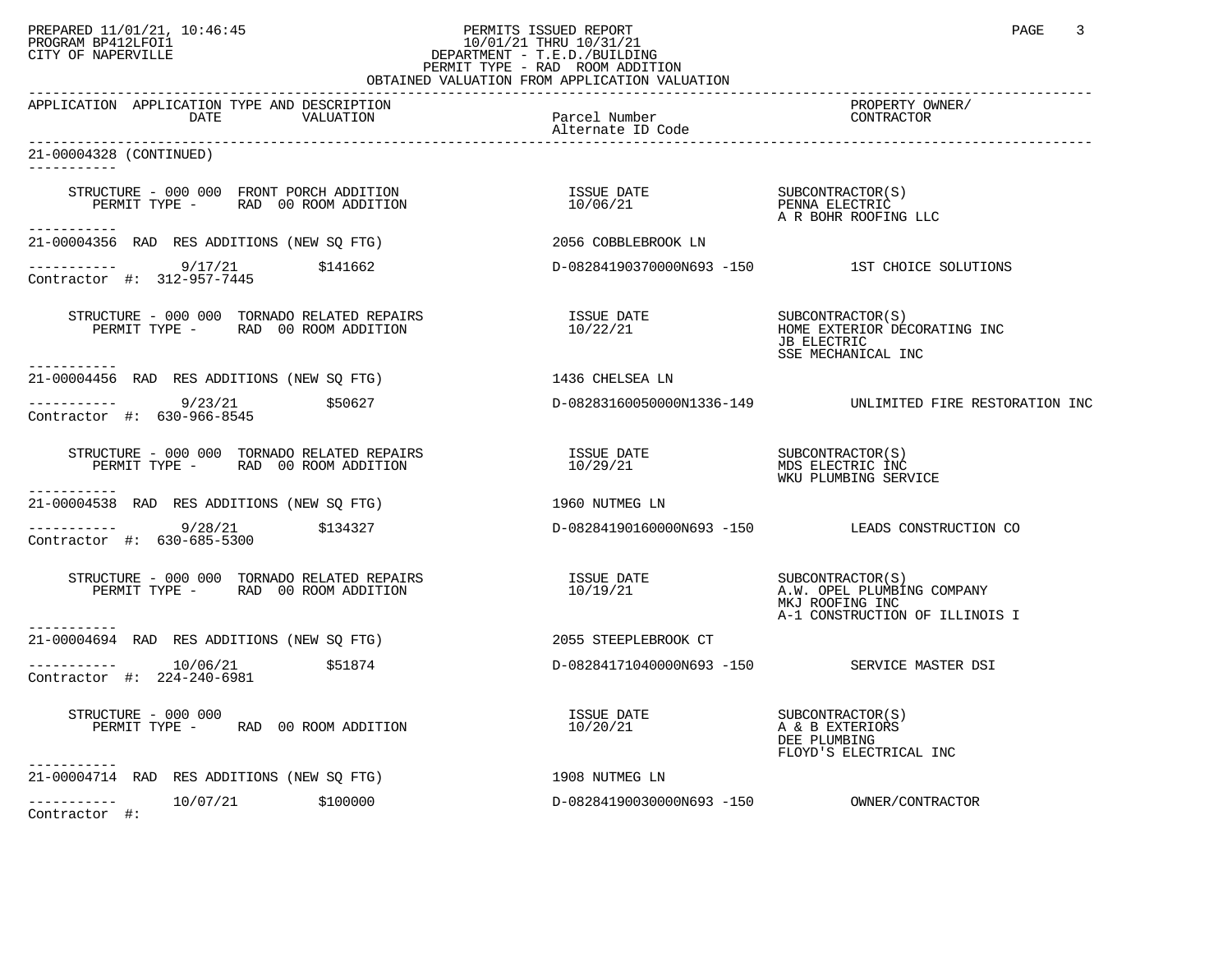PERMITS ISSUED REPORT
10/01/21 THRU 10/31/21
DEPARTMENT - T.E.D./BUILDING
PERMIT TYPE - RAD ROOM ADDITION
OBTAINED VALUATION FROM APPLICATION VALUATION

| APPLICATION | APPLICATION TYPE AND DESCRIPTION DATE / VALUATION | Parcel Number / Alternate ID Code | PROPERTY OWNER/ CONTRACTOR |
|---|---|---|---|

21-00004328 (CONTINUED)

STRUCTURE - 000 000 FRONT PORCH ADDITION
PERMIT TYPE - RAD 00 ROOM ADDITION
ISSUE DATE 10/06/21
SUBCONTRACTOR(S): PENNA ELECTRIC; A R BOHR ROOFING LLC

---

21-00004356 RAD RES ADDITIONS (NEW SQ FTG) — 2056 COBBLEBROOK LN
9/17/21 — $141662 — D-08284190370000N693 -150 — 1ST CHOICE SOLUTIONS
Contractor #: 312-957-7445

STRUCTURE - 000 000 TORNADO RELATED REPAIRS
PERMIT TYPE - RAD 00 ROOM ADDITION
ISSUE DATE 10/22/21
SUBCONTRACTOR(S): HOME EXTERIOR DECORATING INC; JB ELECTRIC; SSE MECHANICAL INC

---

21-00004456 RAD RES ADDITIONS (NEW SQ FTG) — 1436 CHELSEA LN
9/23/21 — $50627 — D-08283160050000N1336-149 — UNLIMITED FIRE RESTORATION INC
Contractor #: 630-966-8545

STRUCTURE - 000 000 TORNADO RELATED REPAIRS
PERMIT TYPE - RAD 00 ROOM ADDITION
ISSUE DATE 10/29/21
SUBCONTRACTOR(S): MDS ELECTRIC INC; WKU PLUMBING SERVICE

---

21-00004538 RAD RES ADDITIONS (NEW SQ FTG) — 1960 NUTMEG LN
9/28/21 — $134327 — D-08284190160000N693 -150 — LEADS CONSTRUCTION CO
Contractor #: 630-685-5300

STRUCTURE - 000 000 TORNADO RELATED REPAIRS
PERMIT TYPE - RAD 00 ROOM ADDITION
ISSUE DATE 10/19/21
SUBCONTRACTOR(S): A.W. OPEL PLUMBING COMPANY; MKJ ROOFING INC; A-1 CONSTRUCTION OF ILLINOIS I

---

21-00004694 RAD RES ADDITIONS (NEW SQ FTG) — 2055 STEEPLEBROOK CT
10/06/21 — $51874 — D-08284171040000N693 -150 — SERVICE MASTER DSI
Contractor #: 224-240-6981

STRUCTURE - 000 000
PERMIT TYPE - RAD 00 ROOM ADDITION
ISSUE DATE 10/20/21
SUBCONTRACTOR(S): A & B EXTERIORS; DEE PLUMBING; FLOYD'S ELECTRICAL INC

---

21-00004714 RAD RES ADDITIONS (NEW SQ FTG) — 1908 NUTMEG LN
10/07/21 — $100000 — D-08284190030000N693 -150 — OWNER/CONTRACTOR
Contractor #: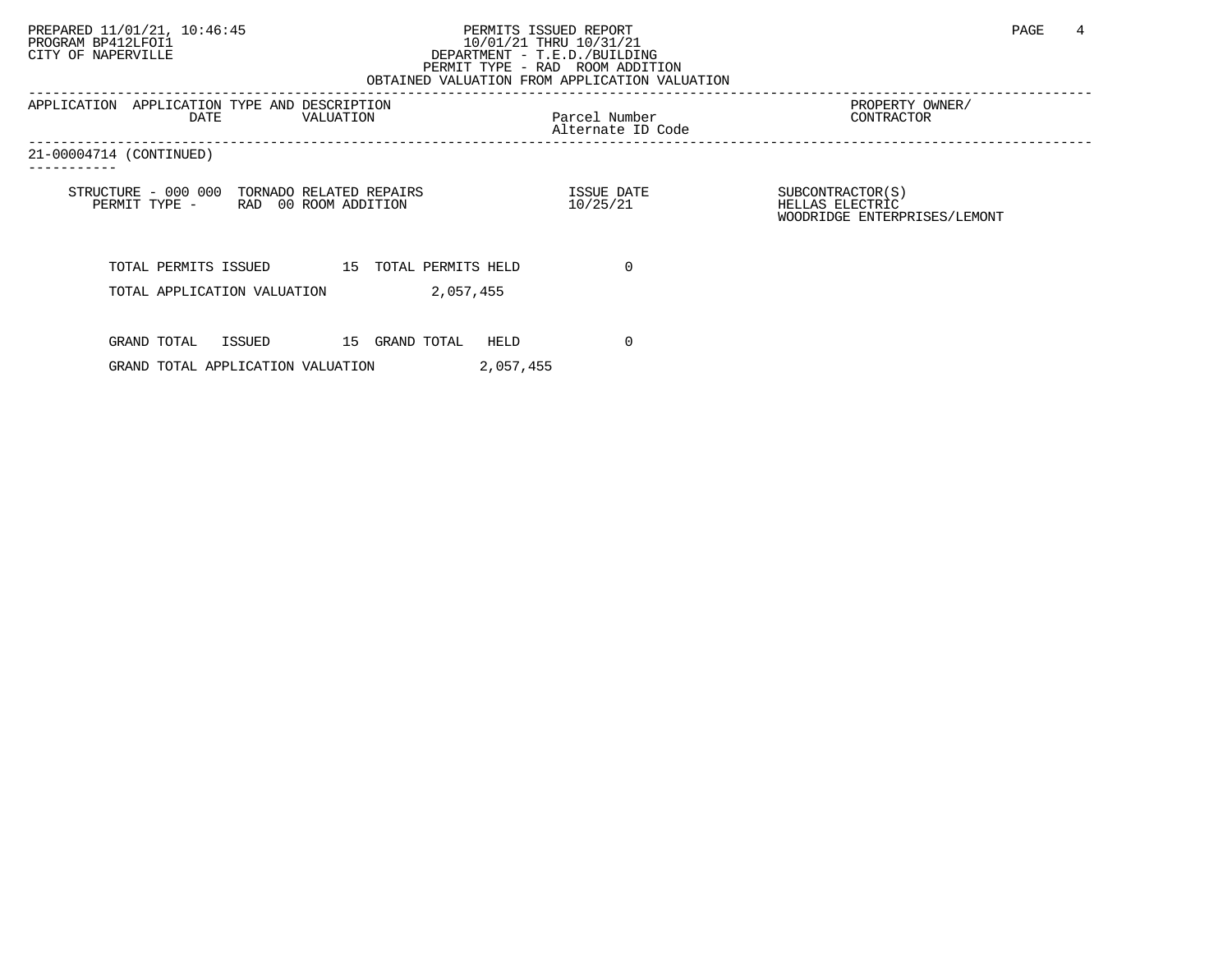PREPARED 11/01/21, 10:46:45
PROGRAM BP412LFOI1
CITY OF NAPERVILLE

PERMITS ISSUED REPORT
10/01/21 THRU 10/31/21
DEPARTMENT - T.E.D./BUILDING
PERMIT TYPE - RAD ROOM ADDITION
OBTAINED VALUATION FROM APPLICATION VALUATION

| APPLICATION | APPLICATION TYPE AND DESCRIPTION DATE | VALUATION | Parcel Number Alternate ID Code | PROPERTY OWNER/ CONTRACTOR |
|---|---|---|---|---|

21-00004714 (CONTINUED)

STRUCTURE - 000 000 TORNADO RELATED REPAIRS
PERMIT TYPE - RAD 00 ROOM ADDITION

ISSUE DATE 10/25/21

SUBCONTRACTOR(S)
HELLAS ELECTRIC
WOODRIDGE ENTERPRISES/LEMONT

TOTAL PERMITS ISSUED 15 TOTAL PERMITS HELD 0

TOTAL APPLICATION VALUATION 2,057,455

GRAND TOTAL ISSUED 15 GRAND TOTAL HELD 0

GRAND TOTAL APPLICATION VALUATION 2,057,455